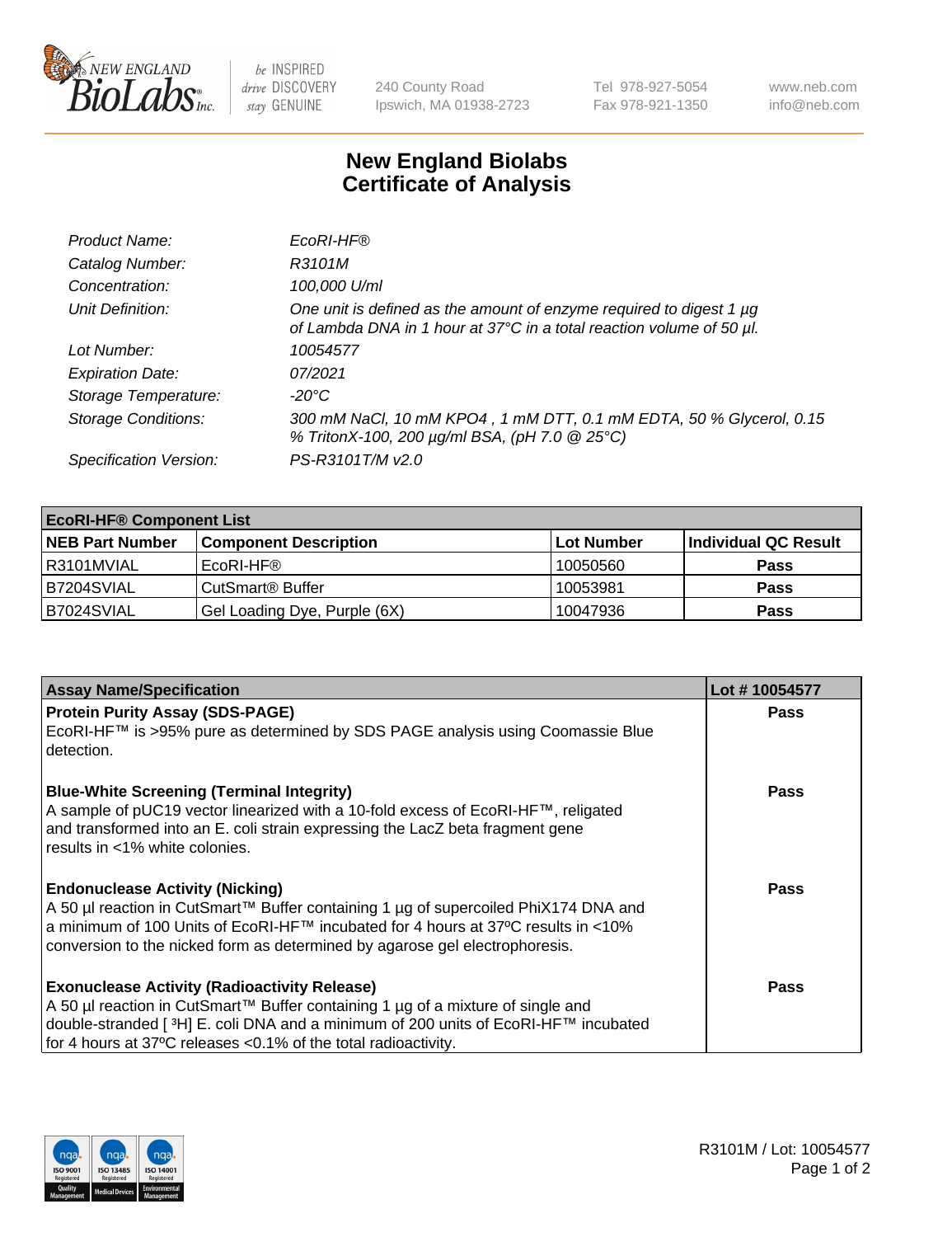New England BioLabs Inc. — be INSPIRED drive DISCOVERY stay GENUINE

240 County Road
Ipswich, MA 01938-2723

Tel 978-927-5054
Fax 978-921-1350

www.neb.com
info@neb.com

# New England Biolabs Certificate of Analysis

| | |
|---|---|
| *Product Name:* | *EcoRI-HF®* |
| *Catalog Number:* | *R3101M* |
| *Concentration:* | *100,000 U/ml* |
| *Unit Definition:* | *One unit is defined as the amount of enzyme required to digest 1 µg of Lambda DNA in 1 hour at 37°C in a total reaction volume of 50 µl.* |
| *Lot Number:* | *10054577* |
| *Expiration Date:* | *07/2021* |
| *Storage Temperature:* | *-20°C* |
| *Storage Conditions:* | *300 mM NaCl, 10 mM KPO4 , 1 mM DTT, 0.1 mM EDTA, 50 % Glycerol, 0.15 % TritonX-100, 200 µg/ml BSA, (pH 7.0 @ 25°C)* |
| *Specification Version:* | *PS-R3101T/M v2.0* |

| EcoRI-HF® Component List | | | |
|---|---|---|---|
| **NEB Part Number** | **Component Description** | **Lot Number** | **Individual QC Result** |
| R3101MVIAL | EcoRI-HF® | 10050560 | **Pass** |
| B7204SVIAL | CutSmart® Buffer | 10053981 | **Pass** |
| B7024SVIAL | Gel Loading Dye, Purple (6X) | 10047936 | **Pass** |

| Assay Name/Specification | Lot # 10054577 |
|---|---|
| **Protein Purity Assay (SDS-PAGE)**<br>EcoRI-HF™ is >95% pure as determined by SDS PAGE analysis using Coomassie Blue detection. | **Pass** |
| **Blue-White Screening (Terminal Integrity)**<br>A sample of pUC19 vector linearized with a 10-fold excess of EcoRI-HF™, religated and transformed into an E. coli strain expressing the LacZ beta fragment gene results in <1% white colonies. | **Pass** |
| **Endonuclease Activity (Nicking)**<br>A 50 µl reaction in CutSmart™ Buffer containing 1 µg of supercoiled PhiX174 DNA and a minimum of 100 Units of EcoRI-HF™ incubated for 4 hours at 37ºC results in <10% conversion to the nicked form as determined by agarose gel electrophoresis. | **Pass** |
| **Exonuclease Activity (Radioactivity Release)**<br>A 50 µl reaction in CutSmart™ Buffer containing 1 µg of a mixture of single and double-stranded [ $^3$H] E. coli DNA and a minimum of 200 units of EcoRI-HF™ incubated for 4 hours at 37ºC releases <0.1% of the total radioactivity. | **Pass** |

R3101M / Lot: 10054577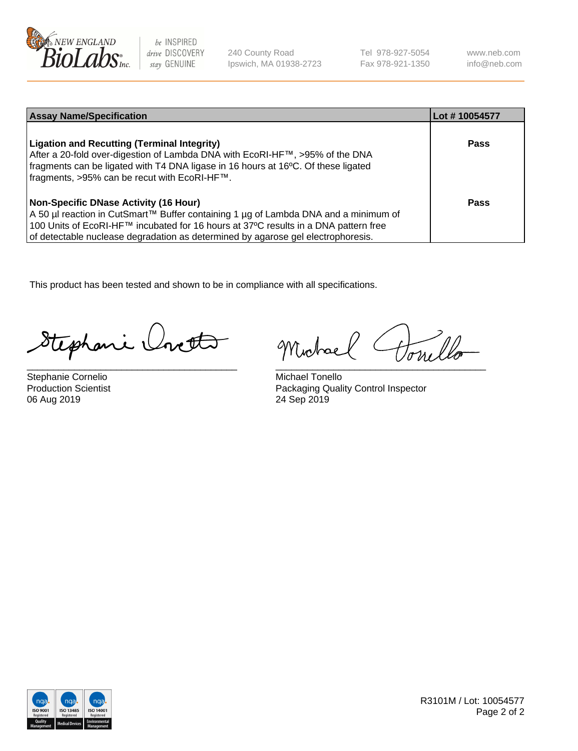| Assay Name/Specification | Lot # 10054577 |
|---|---|
| **Ligation and Recutting (Terminal Integrity)**<br>After a 20-fold over-digestion of Lambda DNA with EcoRI-HF™, >95% of the DNA fragments can be ligated with T4 DNA ligase in 16 hours at 16ºC. Of these ligated fragments, >95% can be recut with EcoRI-HF™. | **Pass** |
| **Non-Specific DNase Activity (16 Hour)**<br>A 50 µl reaction in CutSmart™ Buffer containing 1 µg of Lambda DNA and a minimum of 100 Units of EcoRI-HF™ incubated for 16 hours at 37ºC results in a DNA pattern free of detectable nuclease degradation as determined by agarose gel electrophoresis. | **Pass** |

This product has been tested and shown to be in compliance with all specifications.

Stephanie Cornelio
Production Scientist
06 Aug 2019

Michael Tonello
Packaging Quality Control Inspector
24 Sep 2019

R3101M / Lot: 10054577